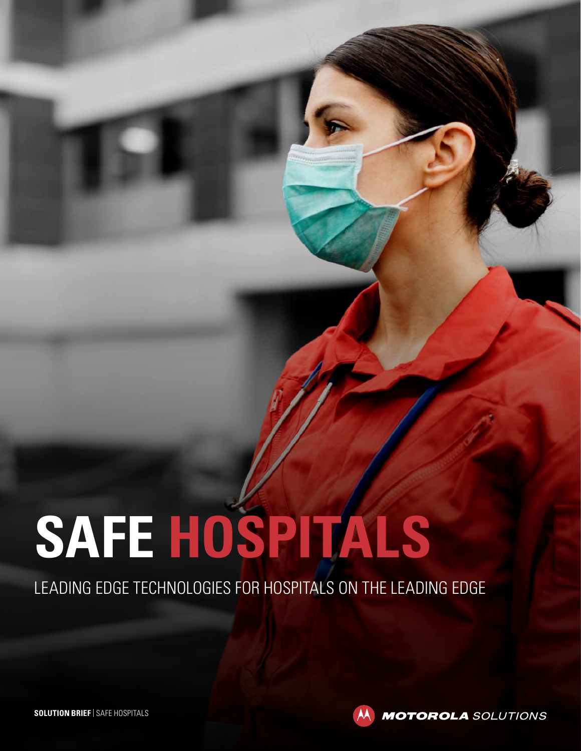# SAFE HOSPITALS

LEADING EDGE TECHNOLOGIES FOR HOSPITALS ON THE LEADING EDGE

**SOLUTION BRIEF** | SAFE HOSPITALS

MOTOROLA SOLUTIONS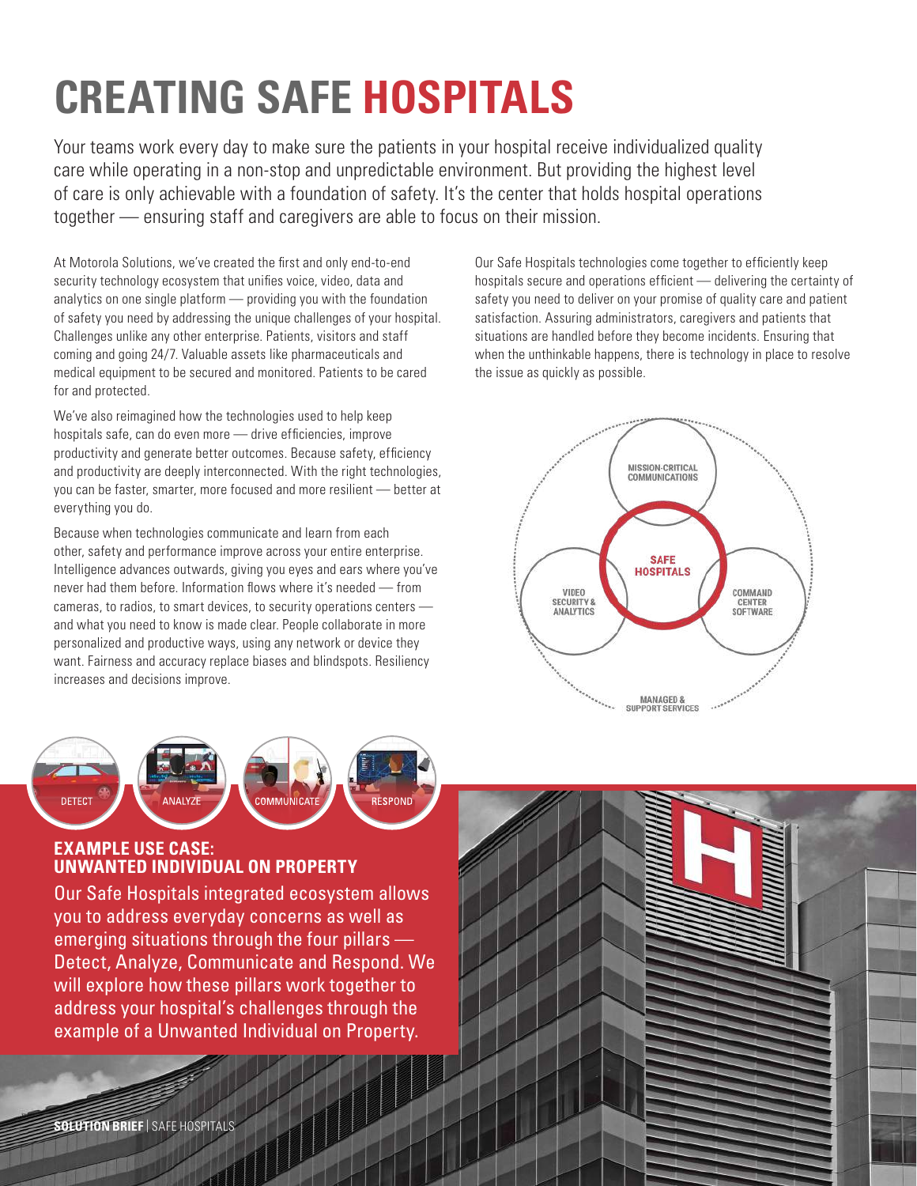# CREATING SAFE HOSPITALS

Your teams work every day to make sure the patients in your hospital receive individualized quality care while operating in a non-stop and unpredictable environment. But providing the highest level of care is only achievable with a foundation of safety. It's the center that holds hospital operations together — ensuring staff and caregivers are able to focus on their mission.

At Motorola Solutions, we've created the first and only end-to-end security technology ecosystem that unifies voice, video, data and analytics on one single platform — providing you with the foundation of safety you need by addressing the unique challenges of your hospital. Challenges unlike any other enterprise. Patients, visitors and staff coming and going 24/7. Valuable assets like pharmaceuticals and medical equipment to be secured and monitored. Patients to be cared for and protected.

We've also reimagined how the technologies used to help keep hospitals safe, can do even more — drive efficiencies, improve productivity and generate better outcomes. Because safety, efficiency and productivity are deeply interconnected. With the right technologies, you can be faster, smarter, more focused and more resilient — better at everything you do.

Because when technologies communicate and learn from each other, safety and performance improve across your entire enterprise. Intelligence advances outwards, giving you eyes and ears where you've never had them before. Information flows where it's needed — from cameras, to radios, to smart devices, to security operations centers — and what you need to know is made clear. People collaborate in more personalized and productive ways, using any network or device they want. Fairness and accuracy replace biases and blindspots. Resiliency increases and decisions improve.

Our Safe Hospitals technologies come together to efficiently keep hospitals secure and operations efficient — delivering the certainty of safety you need to deliver on your promise of quality care and patient satisfaction. Assuring administrators, caregivers and patients that situations are handled before they become incidents. Ensuring that when the unthinkable happens, there is technology in place to resolve the issue as quickly as possible.

MISSION-CRITICAL COMMUNICATIONS

SAFE HOSPITALS

VIDEO SECURITY & ANALYTICS

COMMAND CENTER SOFTWARE

MANAGED & SUPPORT SERVICES

DETECT | ANALYZE | COMMUNICATE | RESPOND

## EXAMPLE USE CASE: UNWANTED INDIVIDUAL ON PROPERTY

Our Safe Hospitals integrated ecosystem allows you to address everyday concerns as well as emerging situations through the four pillars — Detect, Analyze, Communicate and Respond. We will explore how these pillars work together to address your hospital's challenges through the example of a Unwanted Individual on Property.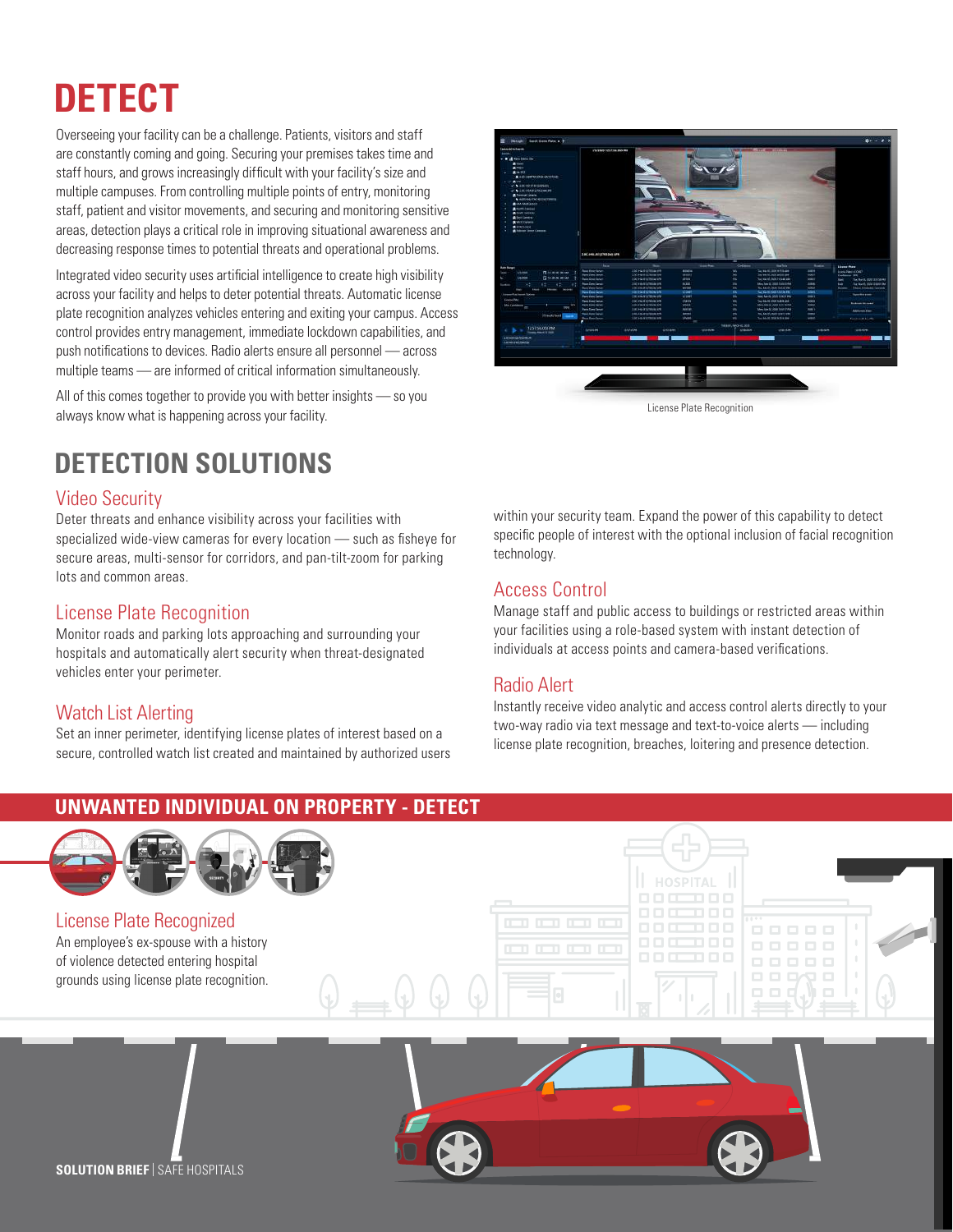# DETECT

Overseeing your facility can be a challenge. Patients, visitors and staff are constantly coming and going. Securing your premises takes time and staff hours, and grows increasingly difficult with your facility's size and multiple campuses. From controlling multiple points of entry, monitoring staff, patient and visitor movements, and securing and monitoring sensitive areas, detection plays a critical role in improving situational awareness and decreasing response times to potential threats and operational problems.

Integrated video security uses artificial intelligence to create high visibility across your facility and helps to deter potential threats. Automatic license plate recognition analyzes vehicles entering and exiting your campus. Access control provides entry management, immediate lockdown capabilities, and push notifications to devices. Radio alerts ensure all personnel — across multiple teams — are informed of critical information simultaneously.

All of this comes together to provide you with better insights — so you always know what is happening across your facility.

License Plate Recognition

## DETECTION SOLUTIONS

### Video Security

Deter threats and enhance visibility across your facilities with specialized wide-view cameras for every location — such as fisheye for secure areas, multi-sensor for corridors, and pan-tilt-zoom for parking lots and common areas.

### License Plate Recognition

Monitor roads and parking lots approaching and surrounding your hospitals and automatically alert security when threat-designated vehicles enter your perimeter.

### Watch List Alerting

Set an inner perimeter, identifying license plates of interest based on a secure, controlled watch list created and maintained by authorized users within your security team. Expand the power of this capability to detect specific people of interest with the optional inclusion of facial recognition technology.

### Access Control

Manage staff and public access to buildings or restricted areas within your facilities using a role-based system with instant detection of individuals at access points and camera-based verifications.

### Radio Alert

Instantly receive video analytic and access control alerts directly to your two-way radio via text message and text-to-voice alerts — including license plate recognition, breaches, loitering and presence detection.

## UNWANTED INDIVIDUAL ON PROPERTY - DETECT

### License Plate Recognized

An employee's ex-spouse with a history of violence detected entering hospital grounds using license plate recognition.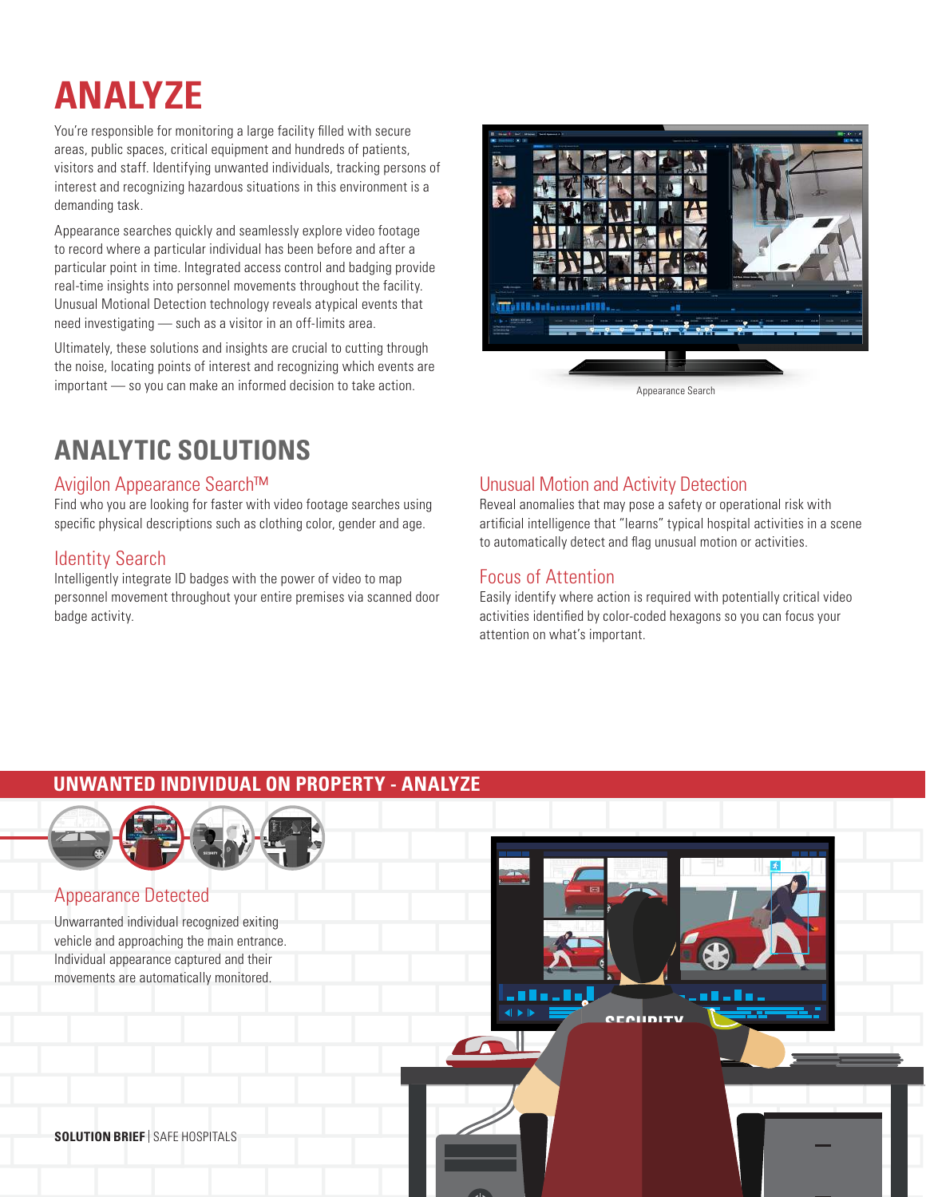# ANALYZE

You're responsible for monitoring a large facility filled with secure areas, public spaces, critical equipment and hundreds of patients, visitors and staff. Identifying unwanted individuals, tracking persons of interest and recognizing hazardous situations in this environment is a demanding task.

Appearance searches quickly and seamlessly explore video footage to record where a particular individual has been before and after a particular point in time. Integrated access control and badging provide real-time insights into personnel movements throughout the facility. Unusual Motional Detection technology reveals atypical events that need investigating — such as a visitor in an off-limits area.

Ultimately, these solutions and insights are crucial to cutting through the noise, locating points of interest and recognizing which events are important — so you can make an informed decision to take action.

Appearance Search

## ANALYTIC SOLUTIONS

### Avigilon Appearance Search™

Find who you are looking for faster with video footage searches using specific physical descriptions such as clothing color, gender and age.

### Identity Search

Intelligently integrate ID badges with the power of video to map personnel movement throughout your entire premises via scanned door badge activity.

### Unusual Motion and Activity Detection

Reveal anomalies that may pose a safety or operational risk with artificial intelligence that "learns" typical hospital activities in a scene to automatically detect and flag unusual motion or activities.

### Focus of Attention

Easily identify where action is required with potentially critical video activities identified by color-coded hexagons so you can focus your attention on what's important.

## UNWANTED INDIVIDUAL ON PROPERTY - ANALYZE

### Appearance Detected

Unwarranted individual recognized exiting vehicle and approaching the main entrance. Individual appearance captured and their movements are automatically monitored.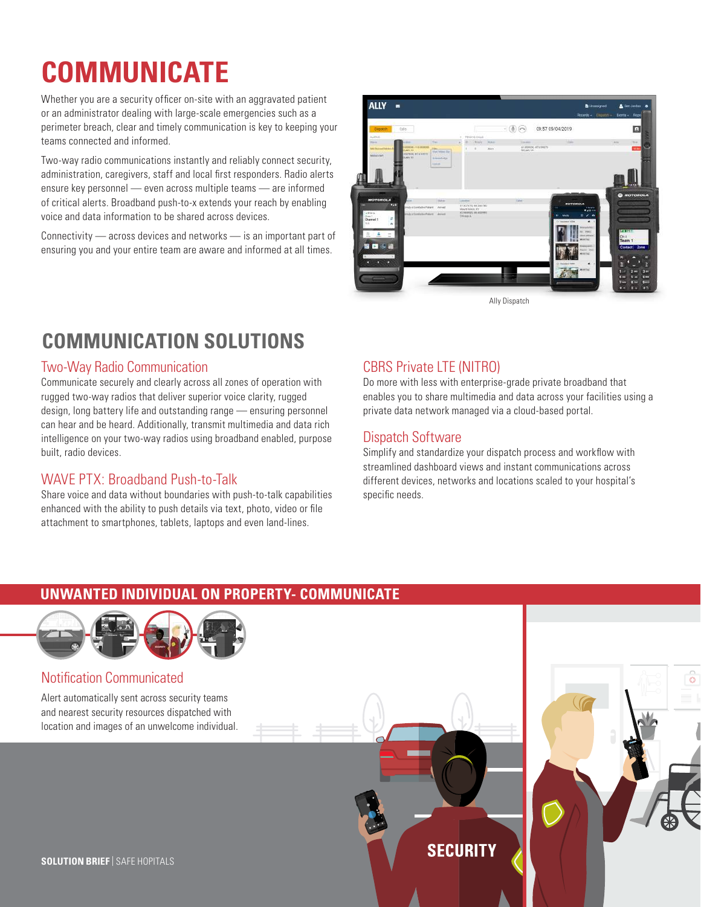# COMMUNICATE

Whether you are a security officer on-site with an aggravated patient or an administrator dealing with large-scale emergencies such as a perimeter breach, clear and timely communication is key to keeping your teams connected and informed.

Two-way radio communications instantly and reliably connect security, administration, caregivers, staff and local first responders. Radio alerts ensure key personnel — even across multiple teams — are informed of critical alerts. Broadband push-to-x extends your reach by enabling voice and data information to be shared across devices.

Connectivity — across devices and networks — is an important part of ensuring you and your entire team are aware and informed at all times.

Ally Dispatch

## COMMUNICATION SOLUTIONS

### Two-Way Radio Communication

Communicate securely and clearly across all zones of operation with rugged two-way radios that deliver superior voice clarity, rugged design, long battery life and outstanding range — ensuring personnel can hear and be heard. Additionally, transmit multimedia and data rich intelligence on your two-way radios using broadband enabled, purpose built, radio devices.

### WAVE PTX: Broadband Push-to-Talk

Share voice and data without boundaries with push-to-talk capabilities enhanced with the ability to push details via text, photo, video or file attachment to smartphones, tablets, laptops and even land-lines.

### CBRS Private LTE (NITRO)

Do more with less with enterprise-grade private broadband that enables you to share multimedia and data across your facilities using a private data network managed via a cloud-based portal.

### Dispatch Software

Simplify and standardize your dispatch process and workflow with streamlined dashboard views and instant communications across different devices, networks and locations scaled to your hospital's specific needs.

## UNWANTED INDIVIDUAL ON PROPERTY- COMMUNICATE

### Notification Communicated

Alert automatically sent across security teams and nearest security resources dispatched with location and images of an unwelcome individual.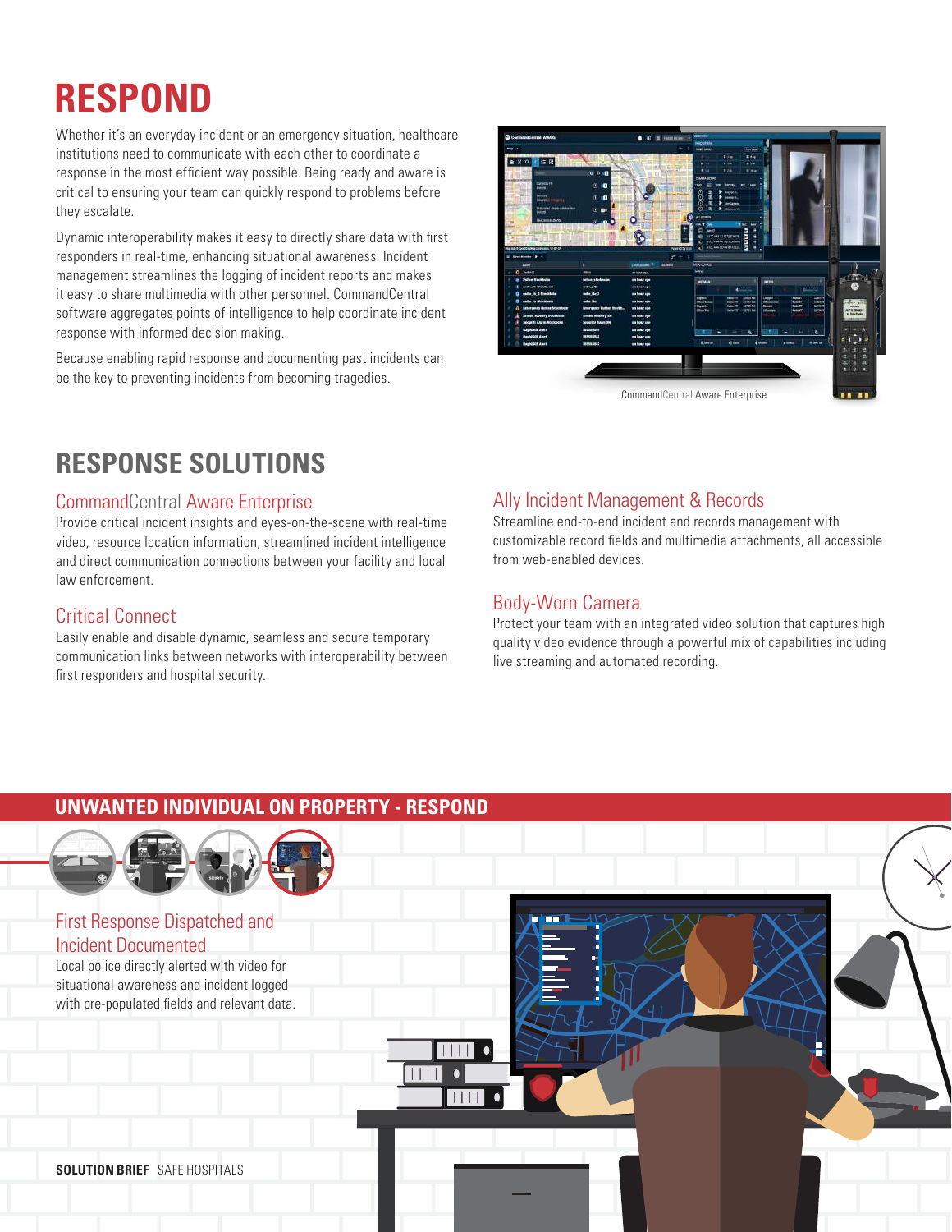# RESPOND

Whether it's an everyday incident or an emergency situation, healthcare institutions need to communicate with each other to coordinate a response in the most efficient way possible. Being ready and aware is critical to ensuring your team can quickly respond to problems before they escalate.

Dynamic interoperability makes it easy to directly share data with first responders in real-time, enhancing situational awareness. Incident management streamlines the logging of incident reports and makes it easy to share multimedia with other personnel. CommandCentral software aggregates points of intelligence to help coordinate incident response with informed decision making.

Because enabling rapid response and documenting past incidents can be the key to preventing incidents from becoming tragedies.

CommandCentral Aware Enterprise

## RESPONSE SOLUTIONS

### CommandCentral Aware Enterprise

Provide critical incident insights and eyes-on-the-scene with real-time video, resource location information, streamlined incident intelligence and direct communication connections between your facility and local law enforcement.

### Critical Connect

Easily enable and disable dynamic, seamless and secure temporary communication links between networks with interoperability between first responders and hospital security.

### Ally Incident Management & Records

Streamline end-to-end incident and records management with customizable record fields and multimedia attachments, all accessible from web-enabled devices.

### Body-Worn Camera

Protect your team with an integrated video solution that captures high quality video evidence through a powerful mix of capabilities including live streaming and automated recording.

## UNWANTED INDIVIDUAL ON PROPERTY - RESPOND

### First Response Dispatched and Incident Documented

Local police directly alerted with video for situational awareness and incident logged with pre-populated fields and relevant data.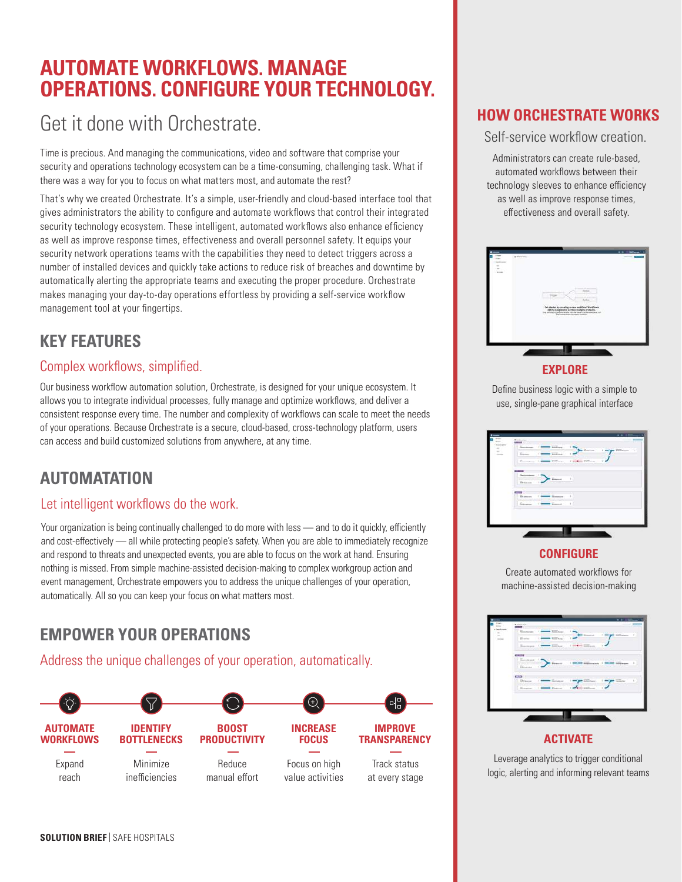# AUTOMATE WORKFLOWS. MANAGE OPERATIONS. CONFIGURE YOUR TECHNOLOGY.

## Get it done with Orchestrate.

Time is precious. And managing the communications, video and software that comprise your security and operations technology ecosystem can be a time-consuming, challenging task. What if there was a way for you to focus on what matters most, and automate the rest?

That's why we created Orchestrate. It's a simple, user-friendly and cloud-based interface tool that gives administrators the ability to configure and automate workflows that control their integrated security technology ecosystem. These intelligent, automated workflows also enhance efficiency as well as improve response times, effectiveness and overall personnel safety. It equips your security network operations teams with the capabilities they need to detect triggers across a number of installed devices and quickly take actions to reduce risk of breaches and downtime by automatically alerting the appropriate teams and executing the proper procedure. Orchestrate makes managing your day-to-day operations effortless by providing a self-service workflow management tool at your fingertips.

## KEY FEATURES

### Complex workflows, simplified.

Our business workflow automation solution, Orchestrate, is designed for your unique ecosystem. It allows you to integrate individual processes, fully manage and optimize workflows, and deliver a consistent response every time. The number and complexity of workflows can scale to meet the needs of your operations. Because Orchestrate is a secure, cloud-based, cross-technology platform, users can access and build customized solutions from anywhere, at any time.

## AUTOMATATION

### Let intelligent workflows do the work.

Your organization is being continually challenged to do more with less — and to do it quickly, efficiently and cost-effectively — all while protecting people's safety. When you are able to immediately recognize and respond to threats and unexpected events, you are able to focus on the work at hand. Ensuring nothing is missed. From simple machine-assisted decision-making to complex workgroup action and event management, Orchestrate empowers you to address the unique challenges of your operation, automatically. All so you can keep your focus on what matters most.

## EMPOWER YOUR OPERATIONS

### Address the unique challenges of your operation, automatically.

**AUTOMATE WORKFLOWS**
Expand reach

**IDENTIFY BOTTLENECKS**
Minimize inefficiencies

**BOOST PRODUCTIVITY**
Reduce manual effort

**INCREASE FOCUS**
Focus on high value activities

**IMPROVE TRANSPARENCY**
Track status at every stage

## HOW ORCHESTRATE WORKS

### Self-service workflow creation.

Administrators can create rule-based, automated workflows between their technology sleeves to enhance efficiency as well as improve response times, effectiveness and overall safety.

**EXPLORE**

Define business logic with a simple to use, single-pane graphical interface

**CONFIGURE**

Create automated workflows for machine-assisted decision-making

**ACTIVATE**

Leverage analytics to trigger conditional logic, alerting and informing relevant teams

**SOLUTION BRIEF** | SAFE HOSPITALS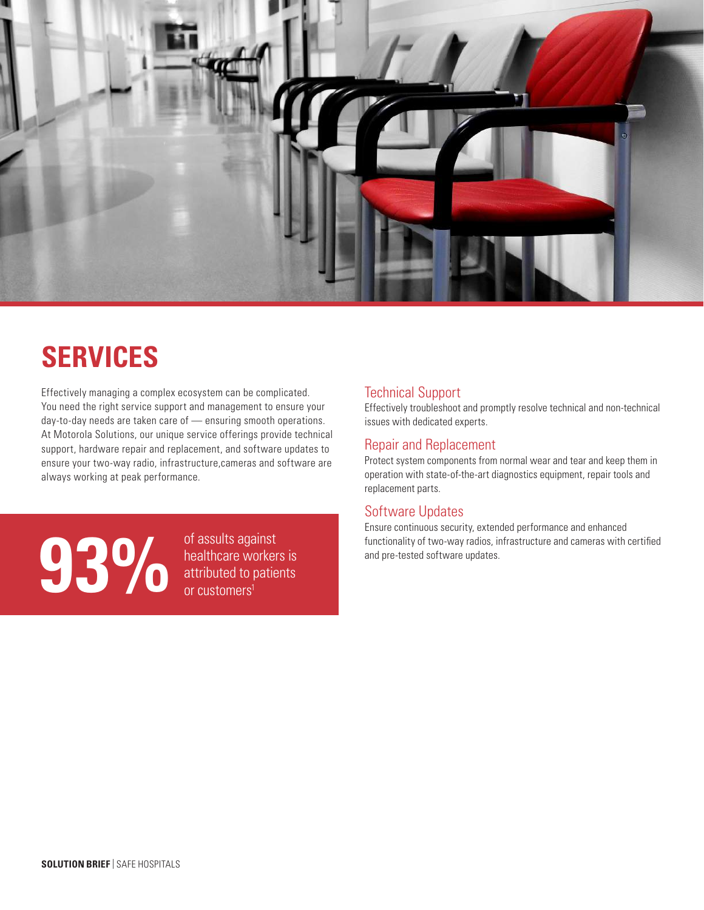# SERVICES

Effectively managing a complex ecosystem can be complicated. You need the right service support and management to ensure your day-to-day needs are taken care of — ensuring smooth operations. At Motorola Solutions, our unique service offerings provide technical support, hardware repair and replacement, and software updates to ensure your two-way radio, infrastructure,cameras and software are always working at peak performance.

**93%** of assults against healthcare workers is attributed to patients or customers[1]

## Technical Support

Effectively troubleshoot and promptly resolve technical and non-technical issues with dedicated experts.

## Repair and Replacement

Protect system components from normal wear and tear and keep them in operation with state-of-the-art diagnostics equipment, repair tools and replacement parts.

## Software Updates

Ensure continuous security, extended performance and enhanced functionality of two-way radios, infrastructure and cameras with certified and pre-tested software updates.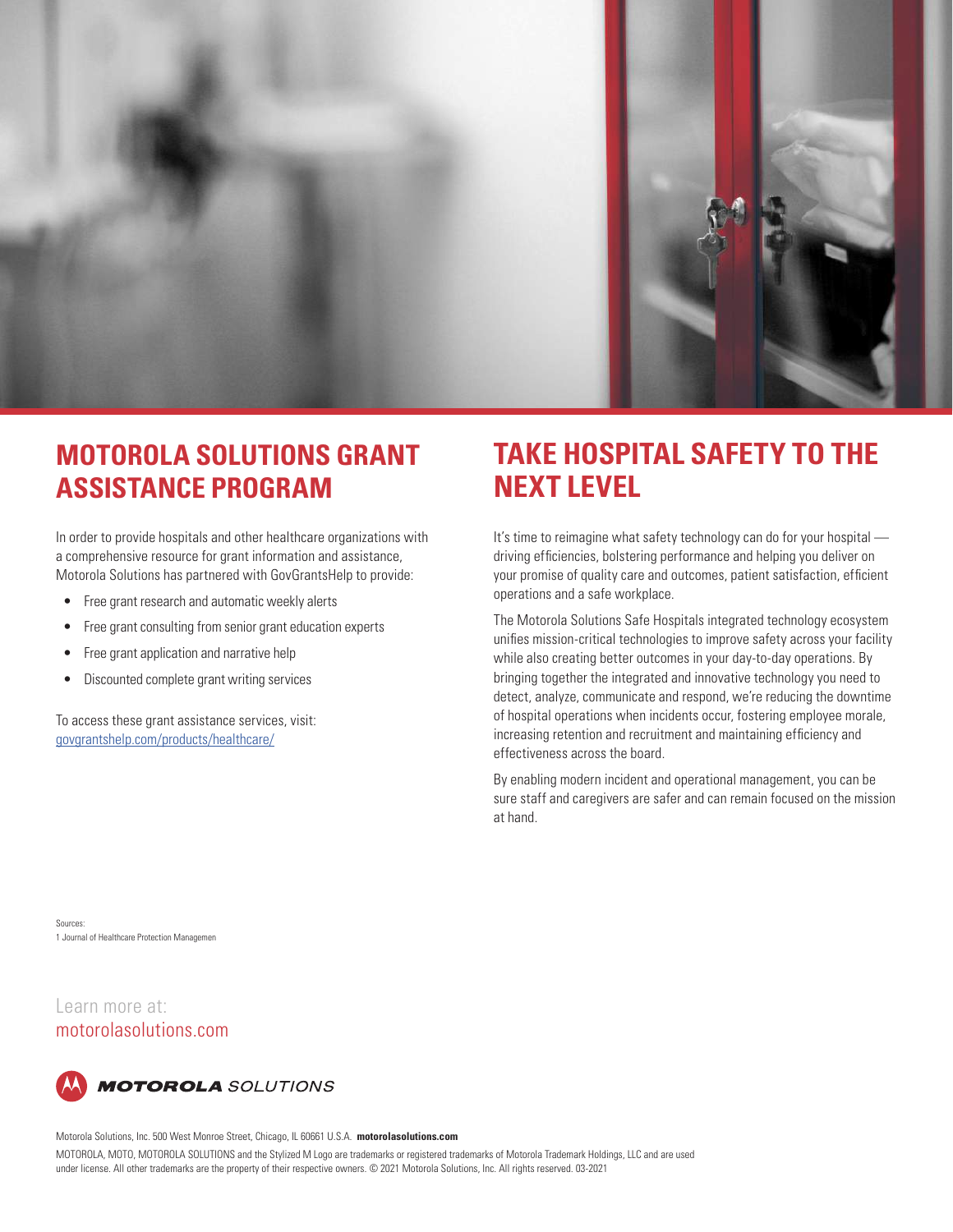## MOTOROLA SOLUTIONS GRANT ASSISTANCE PROGRAM

In order to provide hospitals and other healthcare organizations with a comprehensive resource for grant information and assistance, Motorola Solutions has partnered with GovGrantsHelp to provide:

- Free grant research and automatic weekly alerts
- Free grant consulting from senior grant education experts
- Free grant application and narrative help
- Discounted complete grant writing services

To access these grant assistance services, visit:
govgrantshelp.com/products/healthcare/

## TAKE HOSPITAL SAFETY TO THE NEXT LEVEL

It's time to reimagine what safety technology can do for your hospital — driving efficiencies, bolstering performance and helping you deliver on your promise of quality care and outcomes, patient satisfaction, efficient operations and a safe workplace.

The Motorola Solutions Safe Hospitals integrated technology ecosystem unifies mission-critical technologies to improve safety across your facility while also creating better outcomes in your day-to-day operations. By bringing together the integrated and innovative technology you need to detect, analyze, communicate and respond, we're reducing the downtime of hospital operations when incidents occur, fostering employee morale, increasing retention and recruitment and maintaining efficiency and effectiveness across the board.

By enabling modern incident and operational management, you can be sure staff and caregivers are safer and can remain focused on the mission at hand.

Sources:
1 Journal of Healthcare Protection Managemen

Learn more at:
motorolasolutions.com

**MOTOROLA** SOLUTIONS

Motorola Solutions, Inc. 500 West Monroe Street, Chicago, IL 60661 U.S.A. **motorolasolutions.com**

MOTOROLA, MOTO, MOTOROLA SOLUTIONS and the Stylized M Logo are trademarks or registered trademarks of Motorola Trademark Holdings, LLC and are used under license. All other trademarks are the property of their respective owners. © 2021 Motorola Solutions, Inc. All rights reserved. 03-2021